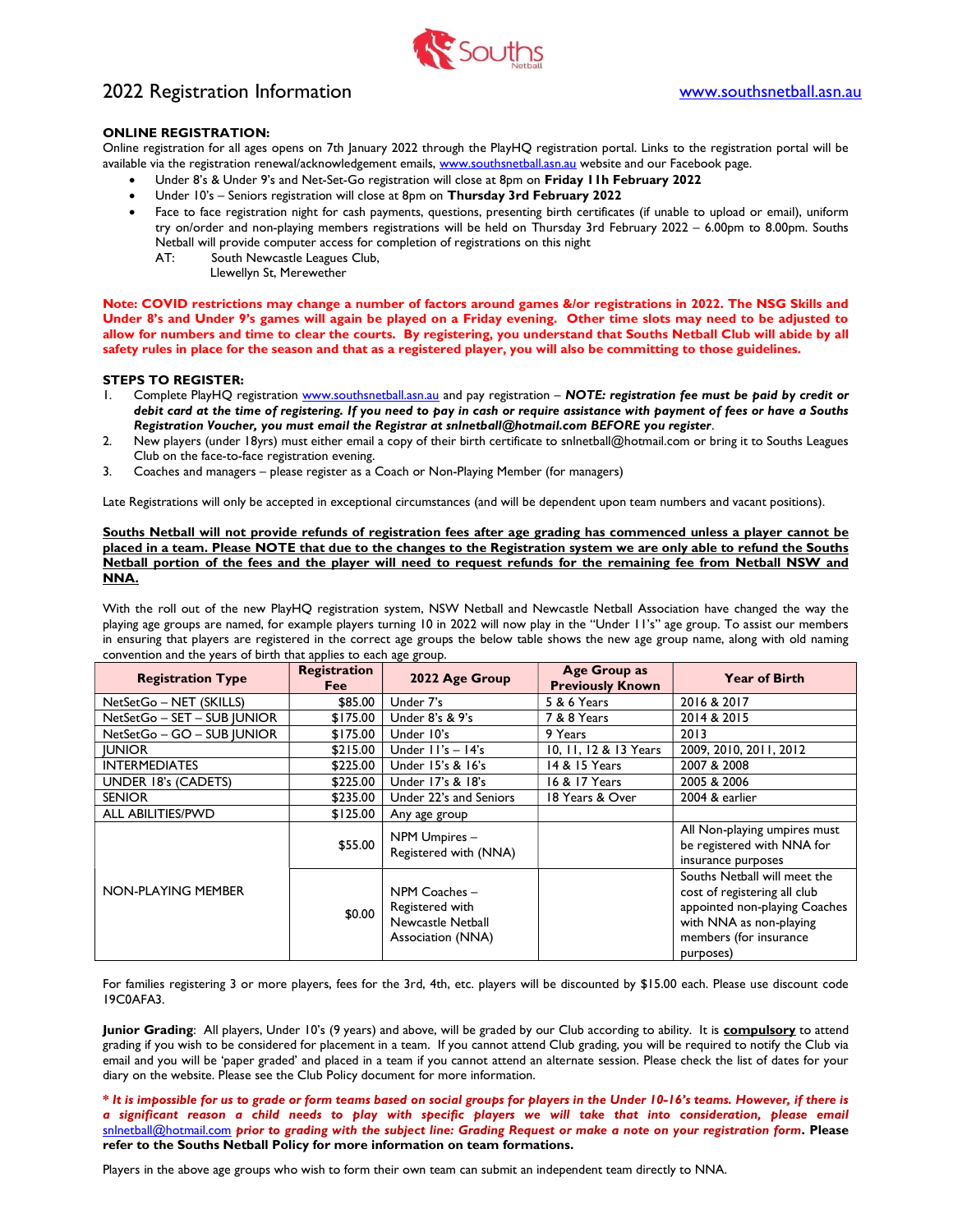# 2022 Registration Information

www.southsnetball.asn.au

**ONLINE REGISTRATION:**

Online registration for all ages opens on 7th January 2022 through the PlayHQ registration portal. Links to the registration portal will be available via the registration renewal/acknowledgement emails, www.southsnetball.asn.au website and our Facebook page.

- Under 8's & Under 9's and Net-Set-Go registration will close at 8pm on **Friday 11h February 2022**
- Under 10's – Seniors registration will close at 8pm on **Thursday 3rd February 2022**
- Face to face registration night for cash payments, questions, presenting birth certificates (if unable to upload or email), uniform try on/order and non-playing members registrations will be held on Thursday 3rd February 2022 – 6.00pm to 8.00pm. Souths Netball will provide computer access for completion of registrations on this night
  AT: South Newcastle Leagues Club,
  Llewellyn St, Merewether

**Note: COVID restrictions may change a number of factors around games &/or registrations in 2022. The NSG Skills and Under 8's and Under 9's games will again be played on a Friday evening. Other time slots may need to be adjusted to allow for numbers and time to clear the courts. By registering, you understand that Souths Netball Club will abide by all safety rules in place for the season and that as a registered player, you will also be committing to those guidelines.**

**STEPS TO REGISTER:**

1. Complete PlayHQ registration www.southsnetball.asn.au and pay registration – ***NOTE: registration fee must be paid by credit or debit card at the time of registering. If you need to pay in cash or require assistance with payment of fees or have a Souths Registration Voucher, you must email the Registrar at snlnetball@hotmail.com BEFORE you register***.
2. New players (under 18yrs) must either email a copy of their birth certificate to snlnetball@hotmail.com or bring it to Souths Leagues Club on the face-to-face registration evening.
3. Coaches and managers – please register as a Coach or Non-Playing Member (for managers)

Late Registrations will only be accepted in exceptional circumstances (and will be dependent upon team numbers and vacant positions).

**Souths Netball will not provide refunds of registration fees after age grading has commenced unless a player cannot be placed in a team. Please NOTE that due to the changes to the Registration system we are only able to refund the Souths Netball portion of the fees and the player will need to request refunds for the remaining fee from Netball NSW and NNA.**

With the roll out of the new PlayHQ registration system, NSW Netball and Newcastle Netball Association have changed the way the playing age groups are named, for example players turning 10 in 2022 will now play in the "Under 11's" age group. To assist our members in ensuring that players are registered in the correct age groups the below table shows the new age group name, along with old naming convention and the years of birth that applies to each age group.

| Registration Type | Registration Fee | 2022 Age Group | Age Group as Previously Known | Year of Birth |
|---|---|---|---|---|
| NetSetGo – NET (SKILLS) | $85.00 | Under 7's | 5 & 6 Years | 2016 & 2017 |
| NetSetGo – SET – SUB JUNIOR | $175.00 | Under 8's & 9's | 7 & 8 Years | 2014 & 2015 |
| NetSetGo – GO – SUB JUNIOR | $175.00 | Under 10's | 9 Years | 2013 |
| JUNIOR | $215.00 | Under 11's – 14's | 10, 11, 12 & 13 Years | 2009, 2010, 2011, 2012 |
| INTERMEDIATES | $225.00 | Under 15's & 16's | 14 & 15 Years | 2007 & 2008 |
| UNDER 18's (CADETS) | $225.00 | Under 17's & 18's | 16 & 17 Years | 2005 & 2006 |
| SENIOR | $235.00 | Under 22's and Seniors | 18 Years & Over | 2004 & earlier |
| ALL ABILITIES/PWD | $125.00 | Any age group | | |
| NON-PLAYING MEMBER | $55.00 | NPM Umpires – Registered with (NNA) | | All Non-playing umpires must be registered with NNA for insurance purposes |
| | $0.00 | NPM Coaches – Registered with Newcastle Netball Association (NNA) | | Souths Netball will meet the cost of registering all club appointed non-playing Coaches with NNA as non-playing members (for insurance purposes) |

For families registering 3 or more players, fees for the 3rd, 4th, etc. players will be discounted by $15.00 each. Please use discount code 19C0AFA3.

**Junior Grading**: All players, Under 10's (9 years) and above, will be graded by our Club according to ability. It is **compulsory** to attend grading if you wish to be considered for placement in a team. If you cannot attend Club grading, you will be required to notify the Club via email and you will be 'paper graded' and placed in a team if you cannot attend an alternate session. Please check the list of dates for your diary on the website. Please see the Club Policy document for more information.

***\* It is impossible for us to grade or form teams based on social groups for players in the Under 10-16's teams. However, if there is a significant reason a child needs to play with specific players we will take that into consideration, please email snlnetball@hotmail.com prior to grading with the subject line: Grading Request or make a note on your registration form*. Please refer to the Souths Netball Policy for more information on team formations.**

Players in the above age groups who wish to form their own team can submit an independent team directly to NNA.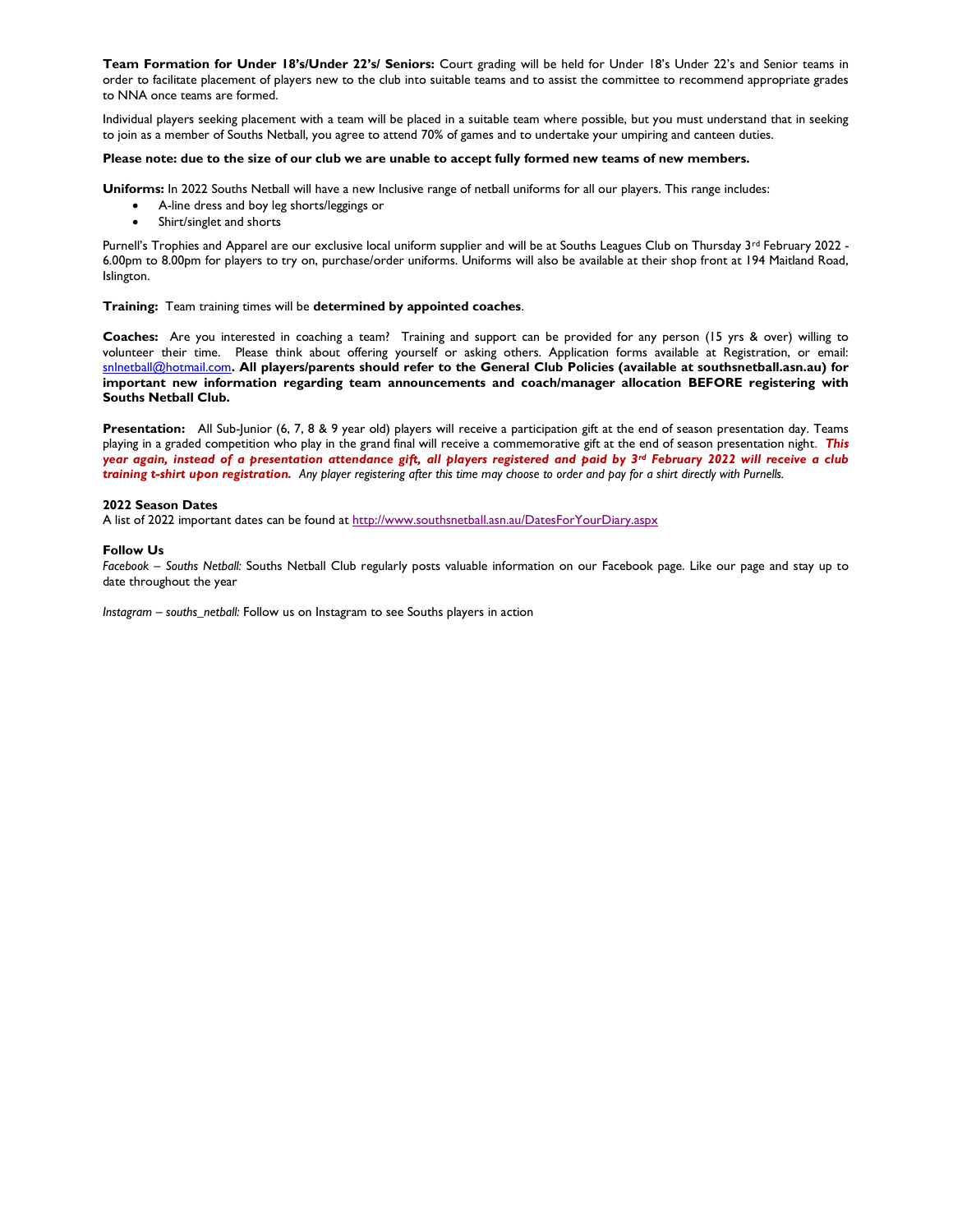**Team Formation for Under 18's/Under 22's/ Seniors:** Court grading will be held for Under 18's Under 22's and Senior teams in order to facilitate placement of players new to the club into suitable teams and to assist the committee to recommend appropriate grades to NNA once teams are formed.

Individual players seeking placement with a team will be placed in a suitable team where possible, but you must understand that in seeking to join as a member of Souths Netball, you agree to attend 70% of games and to undertake your umpiring and canteen duties.

**Please note: due to the size of our club we are unable to accept fully formed new teams of new members.**

**Uniforms:** In 2022 Souths Netball will have a new Inclusive range of netball uniforms for all our players. This range includes:

- A-line dress and boy leg shorts/leggings or
- Shirt/singlet and shorts

Purnell's Trophies and Apparel are our exclusive local uniform supplier and will be at Souths Leagues Club on Thursday 3rd February 2022 - 6.00pm to 8.00pm for players to try on, purchase/order uniforms. Uniforms will also be available at their shop front at 194 Maitland Road, Islington.

**Training:** Team training times will be **determined by appointed coaches**.

**Coaches:** Are you interested in coaching a team? Training and support can be provided for any person (15 yrs & over) willing to volunteer their time. Please think about offering yourself or asking others. Application forms available at Registration, or email: snlnetball@hotmail.com**. All players/parents should refer to the General Club Policies (available at southsnetball.asn.au) for important new information regarding team announcements and coach/manager allocation BEFORE registering with Souths Netball Club.**

**Presentation:** All Sub-Junior (6, 7, 8 & 9 year old) players will receive a participation gift at the end of season presentation day. Teams playing in a graded competition who play in the grand final will receive a commemorative gift at the end of season presentation night. ***This year again, instead of a presentation attendance gift, all players registered and paid by 3rd February 2022 will receive a club training t-shirt upon registration.*** *Any player registering after this time may choose to order and pay for a shirt directly with Purnells.*

**2022 Season Dates**
A list of 2022 important dates can be found at http://www.southsnetball.asn.au/DatesForYourDiary.aspx

**Follow Us**
*Facebook – Souths Netball:* Souths Netball Club regularly posts valuable information on our Facebook page. Like our page and stay up to date throughout the year

*Instagram – souths_netball:* Follow us on Instagram to see Souths players in action